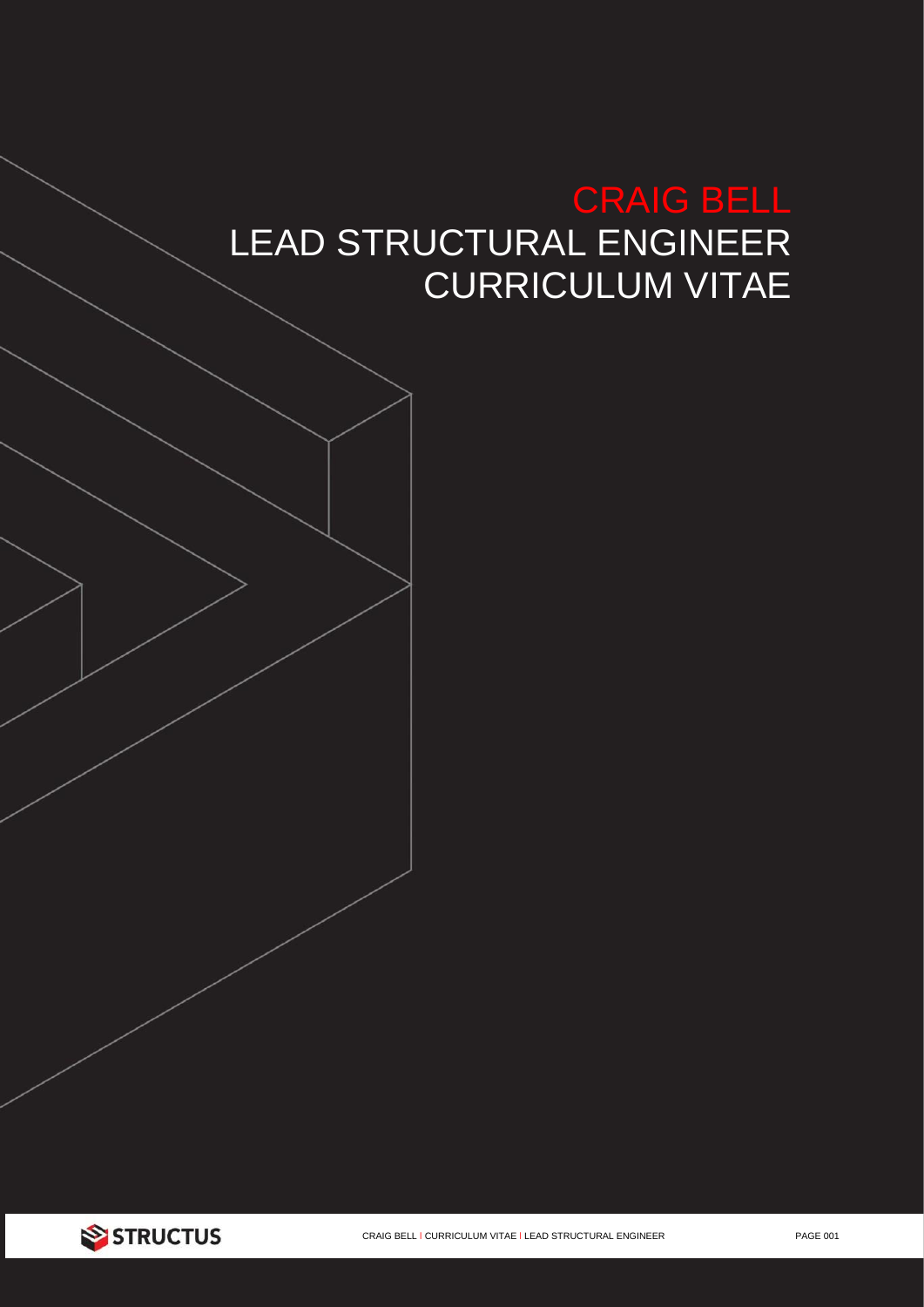# CRAIG BELL

## LEAD STRUCTURAL ENGINEER

## CURRICULUM VITAE

STRUCTUS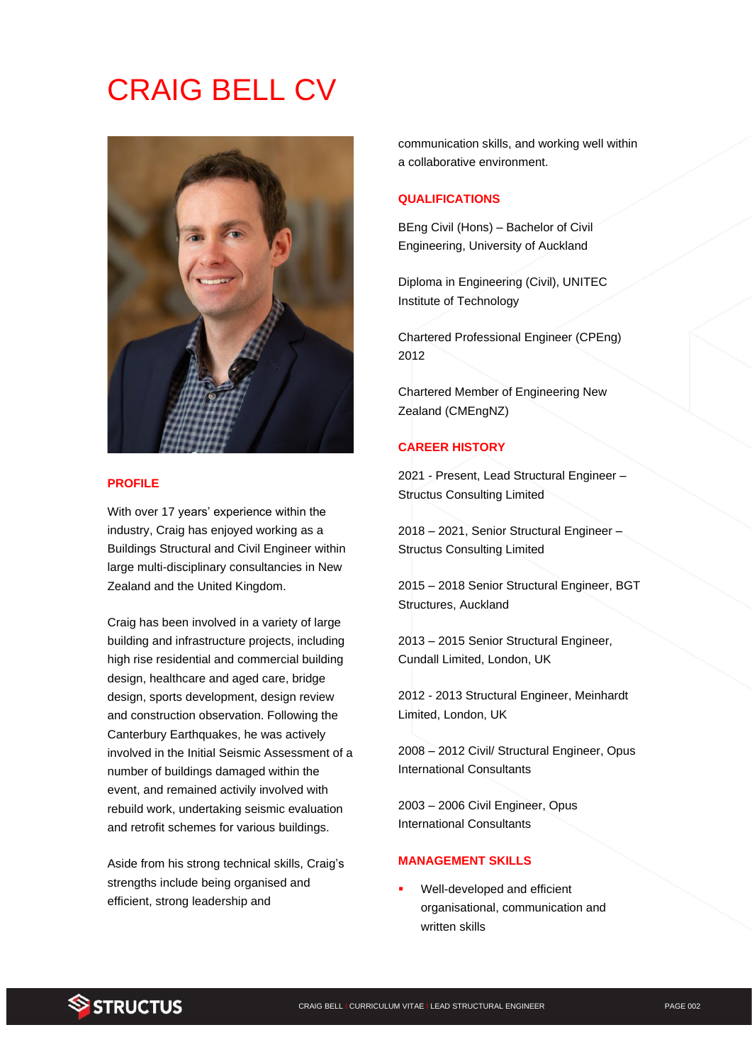# CRAIG BELL CV

## PROFILE

With over 17 years' experience within the industry, Craig has enjoyed working as a Buildings Structural and Civil Engineer within large multi-disciplinary consultancies in New Zealand and the United Kingdom.

Craig has been involved in a variety of large building and infrastructure projects, including high rise residential and commercial building design, healthcare and aged care, bridge design, sports development, design review and construction observation. Following the Canterbury Earthquakes, he was actively involved in the Initial Seismic Assessment of a number of buildings damaged within the event, and remained activily involved with rebuild work, undertaking seismic evaluation and retrofit schemes for various buildings.

Aside from his strong technical skills, Craig's strengths include being organised and efficient, strong leadership and communication skills, and working well within a collaborative environment.

## QUALIFICATIONS

BEng Civil (Hons) – Bachelor of Civil Engineering, University of Auckland

Diploma in Engineering (Civil), UNITEC Institute of Technology

Chartered Professional Engineer (CPEng) 2012

Chartered Member of Engineering New Zealand (CMEngNZ)

## CAREER HISTORY

2021 - Present, Lead Structural Engineer – Structus Consulting Limited

2018 – 2021, Senior Structural Engineer – Structus Consulting Limited

2015 – 2018 Senior Structural Engineer, BGT Structures, Auckland

2013 – 2015 Senior Structural Engineer, Cundall Limited, London, UK

2012 - 2013 Structural Engineer, Meinhardt Limited, London, UK

2008 – 2012 Civil/ Structural Engineer, Opus International Consultants

2003 – 2006 Civil Engineer, Opus International Consultants

## MANAGEMENT SKILLS

- Well-developed and efficient organisational, communication and written skills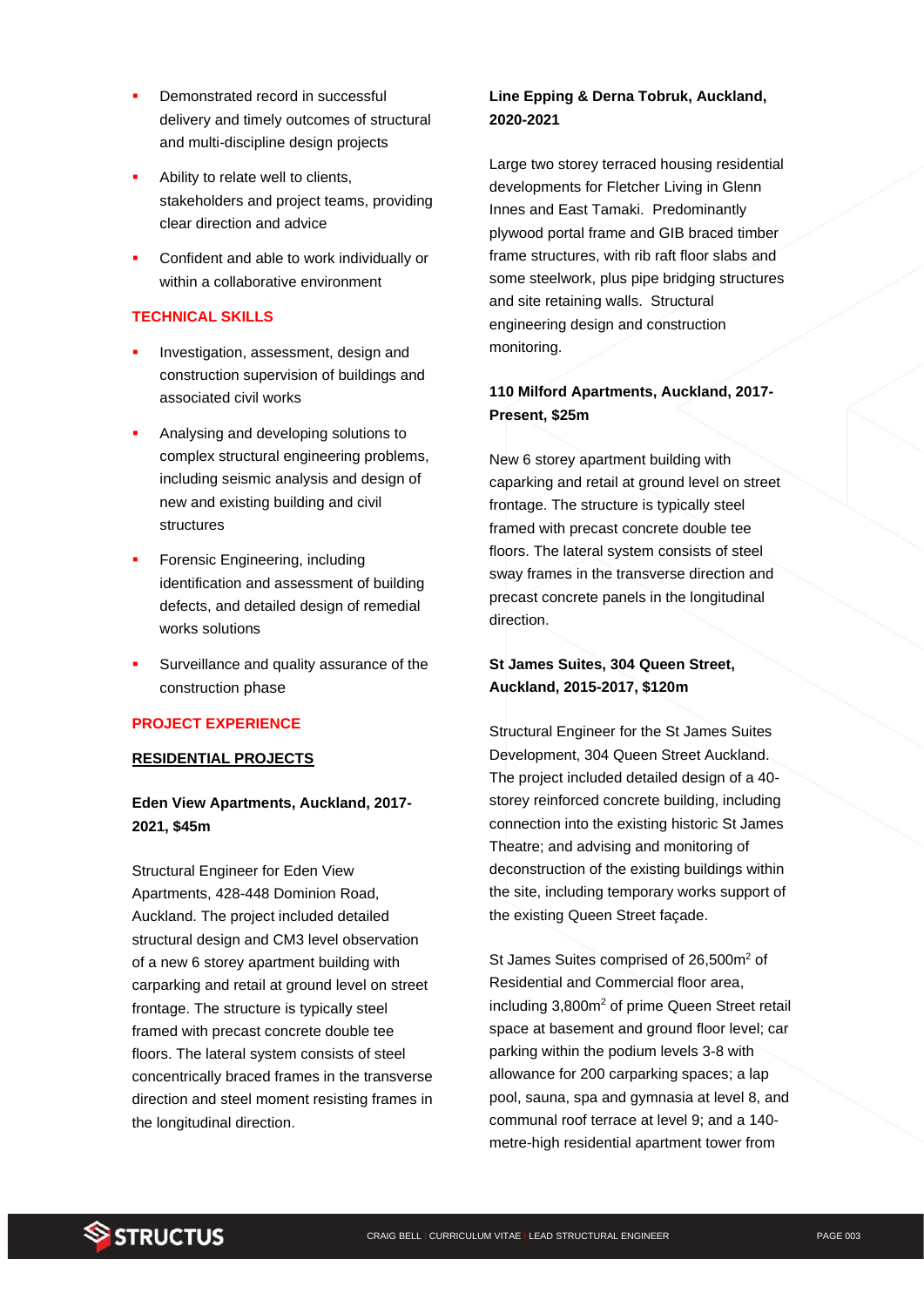- Demonstrated record in successful delivery and timely outcomes of structural and multi-discipline design projects
- Ability to relate well to clients, stakeholders and project teams, providing clear direction and advice
- Confident and able to work individually or within a collaborative environment

## TECHNICAL SKILLS

- Investigation, assessment, design and construction supervision of buildings and associated civil works
- Analysing and developing solutions to complex structural engineering problems, including seismic analysis and design of new and existing building and civil structures
- Forensic Engineering, including identification and assessment of building defects, and detailed design of remedial works solutions
- Surveillance and quality assurance of the construction phase

## PROJECT EXPERIENCE

### RESIDENTIAL PROJECTS

**Eden View Apartments, Auckland, 2017-2021, $45m**

Structural Engineer for Eden View Apartments, 428-448 Dominion Road, Auckland. The project included detailed structural design and CM3 level observation of a new 6 storey apartment building with carparking and retail at ground level on street frontage. The structure is typically steel framed with precast concrete double tee floors. The lateral system consists of steel concentrically braced frames in the transverse direction and steel moment resisting frames in the longitudinal direction.

**Line Epping & Derna Tobruk, Auckland, 2020-2021**

Large two storey terraced housing residential developments for Fletcher Living in Glenn Innes and East Tamaki. Predominantly plywood portal frame and GIB braced timber frame structures, with rib raft floor slabs and some steelwork, plus pipe bridging structures and site retaining walls. Structural engineering design and construction monitoring.

**110 Milford Apartments, Auckland, 2017-Present, $25m**

New 6 storey apartment building with caparking and retail at ground level on street frontage. The structure is typically steel framed with precast concrete double tee floors. The lateral system consists of steel sway frames in the transverse direction and precast concrete panels in the longitudinal direction.

**St James Suites, 304 Queen Street, Auckland, 2015-2017, $120m**

Structural Engineer for the St James Suites Development, 304 Queen Street Auckland. The project included detailed design of a 40-storey reinforced concrete building, including connection into the existing historic St James Theatre; and advising and monitoring of deconstruction of the existing buildings within the site, including temporary works support of the existing Queen Street façade.

St James Suites comprised of 26,500m$^2$ of Residential and Commercial floor area, including 3,800m$^2$ of prime Queen Street retail space at basement and ground floor level; car parking within the podium levels 3-8 with allowance for 200 carparking spaces; a lap pool, sauna, spa and gymnasia at level 8, and communal roof terrace at level 9; and a 140-metre-high residential apartment tower from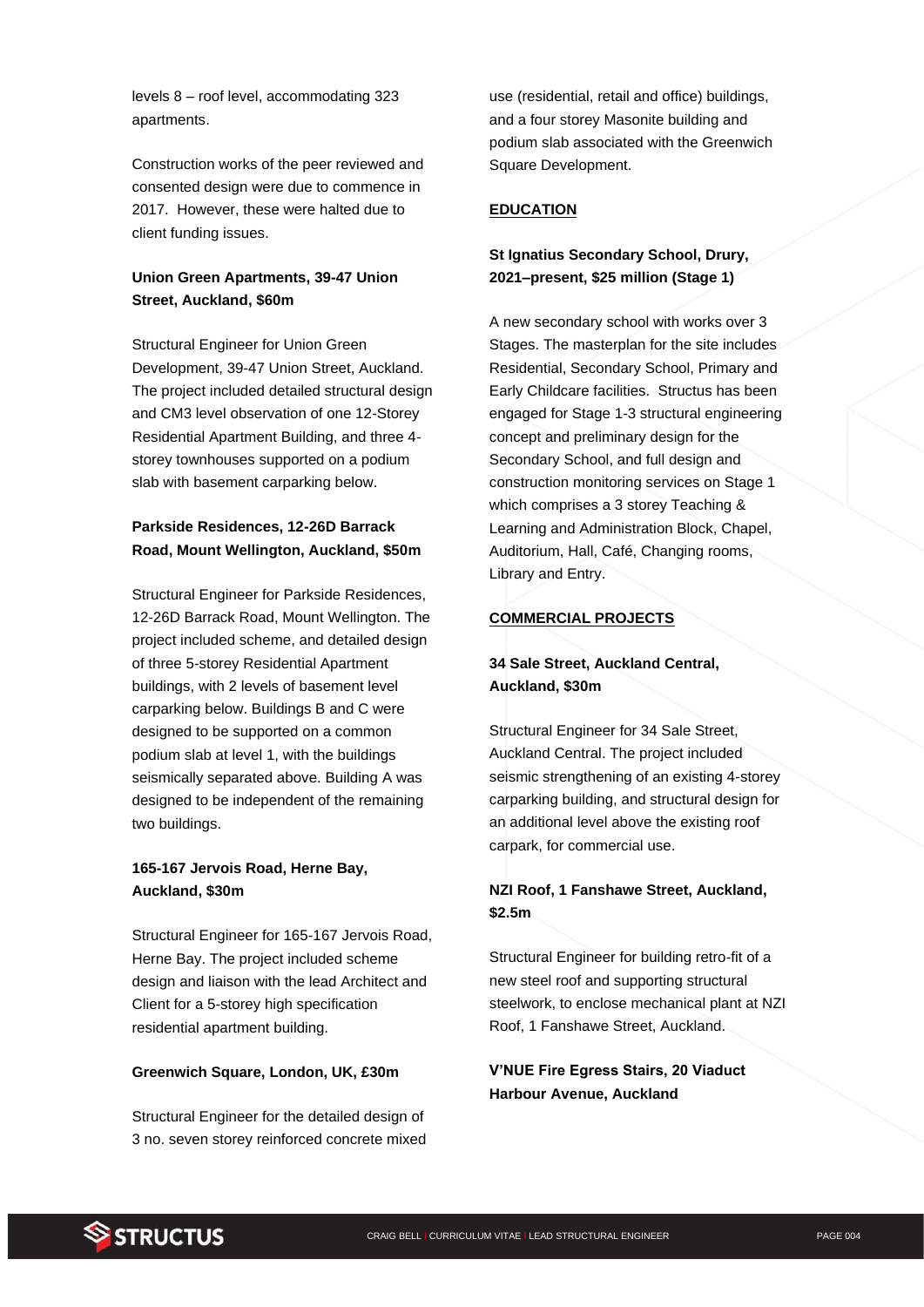levels 8 – roof level, accommodating 323 apartments.

Construction works of the peer reviewed and consented design were due to commence in 2017. However, these were halted due to client funding issues.

**Union Green Apartments, 39-47 Union Street, Auckland, $60m**

Structural Engineer for Union Green Development, 39-47 Union Street, Auckland. The project included detailed structural design and CM3 level observation of one 12-Storey Residential Apartment Building, and three 4-storey townhouses supported on a podium slab with basement carparking below.

**Parkside Residences, 12-26D Barrack Road, Mount Wellington, Auckland, $50m**

Structural Engineer for Parkside Residences, 12-26D Barrack Road, Mount Wellington. The project included scheme, and detailed design of three 5-storey Residential Apartment buildings, with 2 levels of basement level carparking below. Buildings B and C were designed to be supported on a common podium slab at level 1, with the buildings seismically separated above. Building A was designed to be independent of the remaining two buildings.

**165-167 Jervois Road, Herne Bay, Auckland, $30m**

Structural Engineer for 165-167 Jervois Road, Herne Bay. The project included scheme design and liaison with the lead Architect and Client for a 5-storey high specification residential apartment building.

**Greenwich Square, London, UK, £30m**

Structural Engineer for the detailed design of 3 no. seven storey reinforced concrete mixed use (residential, retail and office) buildings, and a four storey Masonite building and podium slab associated with the Greenwich Square Development.

## EDUCATION

**St Ignatius Secondary School, Drury, 2021–present, $25 million (Stage 1)**

A new secondary school with works over 3 Stages. The masterplan for the site includes Residential, Secondary School, Primary and Early Childcare facilities. Structus has been engaged for Stage 1-3 structural engineering concept and preliminary design for the Secondary School, and full design and construction monitoring services on Stage 1 which comprises a 3 storey Teaching & Learning and Administration Block, Chapel, Auditorium, Hall, Café, Changing rooms, Library and Entry.

## COMMERCIAL PROJECTS

**34 Sale Street, Auckland Central, Auckland, $30m**

Structural Engineer for 34 Sale Street, Auckland Central. The project included seismic strengthening of an existing 4-storey carparking building, and structural design for an additional level above the existing roof carpark, for commercial use.

**NZI Roof, 1 Fanshawe Street, Auckland, $2.5m**

Structural Engineer for building retro-fit of a new steel roof and supporting structural steelwork, to enclose mechanical plant at NZI Roof, 1 Fanshawe Street, Auckland.

**V'NUE Fire Egress Stairs, 20 Viaduct Harbour Avenue, Auckland**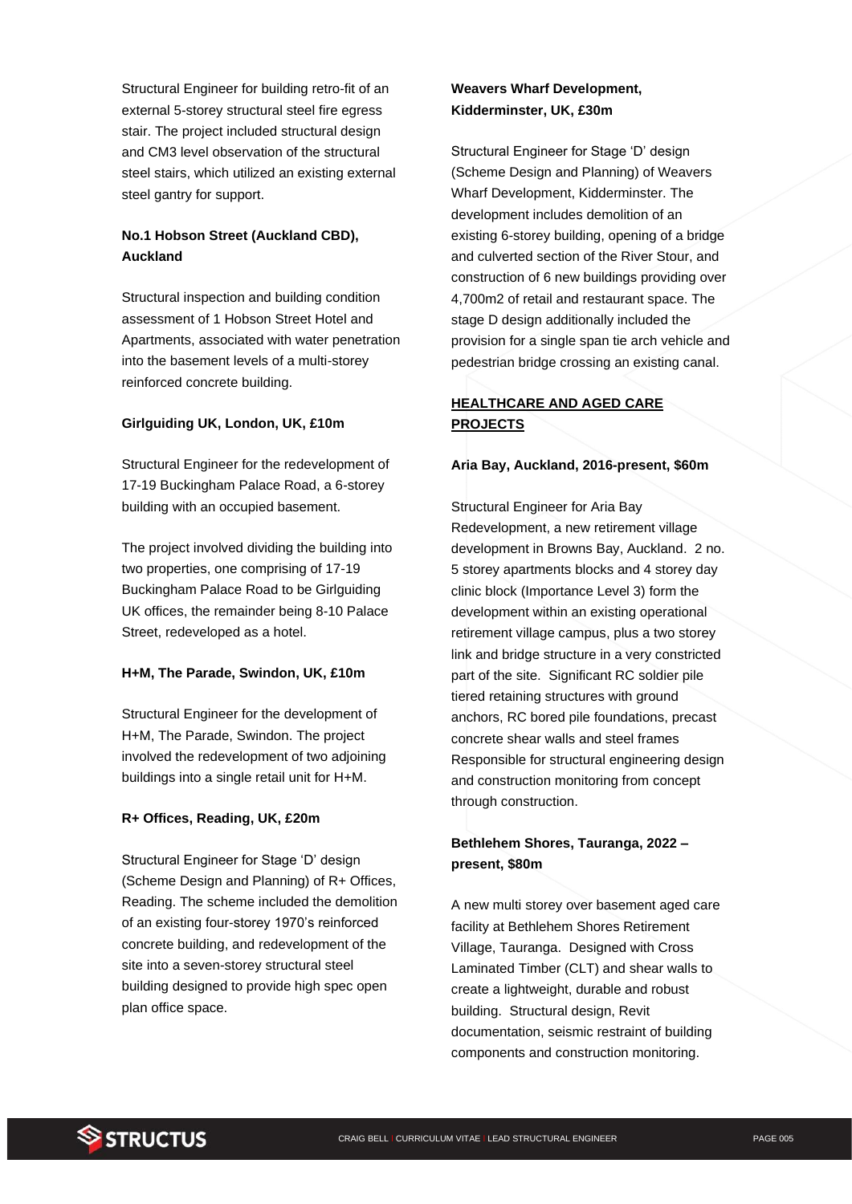Structural Engineer for building retro-fit of an external 5-storey structural steel fire egress stair. The project included structural design and CM3 level observation of the structural steel stairs, which utilized an existing external steel gantry for support.

**No.1 Hobson Street (Auckland CBD), Auckland**

Structural inspection and building condition assessment of 1 Hobson Street Hotel and Apartments, associated with water penetration into the basement levels of a multi-storey reinforced concrete building.

**Girlguiding UK, London, UK, £10m**

Structural Engineer for the redevelopment of 17-19 Buckingham Palace Road, a 6-storey building with an occupied basement.

The project involved dividing the building into two properties, one comprising of 17-19 Buckingham Palace Road to be Girlguiding UK offices, the remainder being 8-10 Palace Street, redeveloped as a hotel.

**H+M, The Parade, Swindon, UK, £10m**

Structural Engineer for the development of H+M, The Parade, Swindon. The project involved the redevelopment of two adjoining buildings into a single retail unit for H+M.

**R+ Offices, Reading, UK, £20m**

Structural Engineer for Stage 'D' design (Scheme Design and Planning) of R+ Offices, Reading. The scheme included the demolition of an existing four-storey 1970's reinforced concrete building, and redevelopment of the site into a seven-storey structural steel building designed to provide high spec open plan office space.

**Weavers Wharf Development, Kidderminster, UK, £30m**

Structural Engineer for Stage 'D' design (Scheme Design and Planning) of Weavers Wharf Development, Kidderminster. The development includes demolition of an existing 6-storey building, opening of a bridge and culverted section of the River Stour, and construction of 6 new buildings providing over 4,700m2 of retail and restaurant space. The stage D design additionally included the provision for a single span tie arch vehicle and pedestrian bridge crossing an existing canal.

## **HEALTHCARE AND AGED CARE PROJECTS**

**Aria Bay, Auckland, 2016-present, $60m**

Structural Engineer for Aria Bay Redevelopment, a new retirement village development in Browns Bay, Auckland. 2 no. 5 storey apartments blocks and 4 storey day clinic block (Importance Level 3) form the development within an existing operational retirement village campus, plus a two storey link and bridge structure in a very constricted part of the site. Significant RC soldier pile tiered retaining structures with ground anchors, RC bored pile foundations, precast concrete shear walls and steel frames Responsible for structural engineering design and construction monitoring from concept through construction.

**Bethlehem Shores, Tauranga, 2022 – present, $80m**

A new multi storey over basement aged care facility at Bethlehem Shores Retirement Village, Tauranga. Designed with Cross Laminated Timber (CLT) and shear walls to create a lightweight, durable and robust building. Structural design, Revit documentation, seismic restraint of building components and construction monitoring.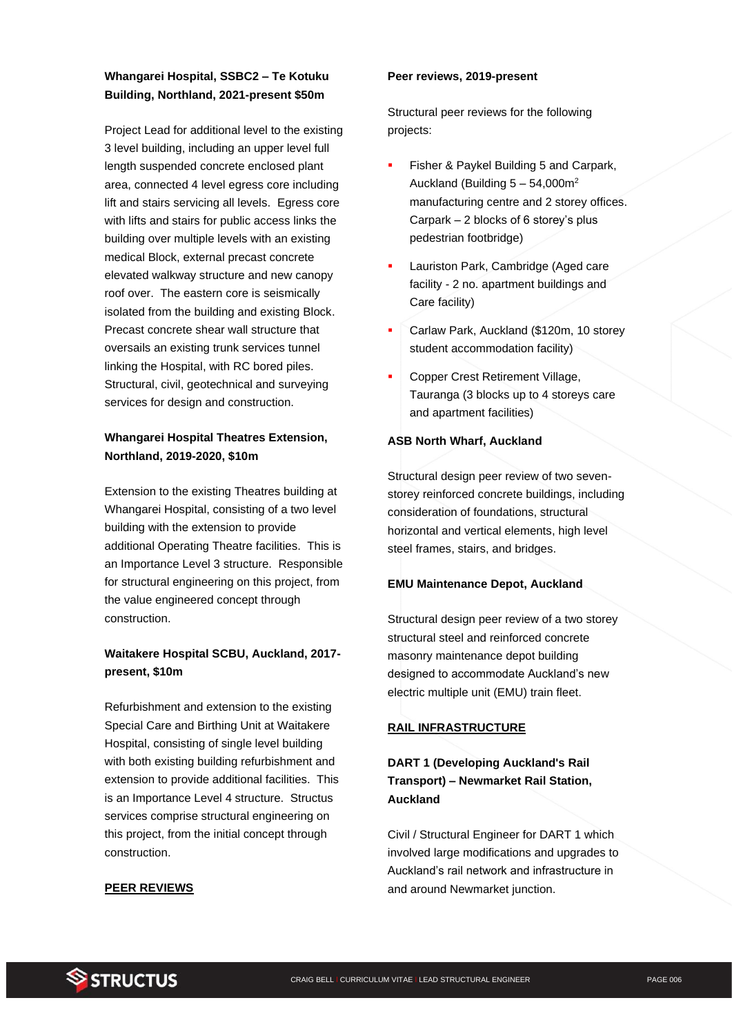**Whangarei Hospital, SSBC2 – Te Kotuku Building, Northland, 2021-present $50m**

Project Lead for additional level to the existing 3 level building, including an upper level full length suspended concrete enclosed plant area, connected 4 level egress core including lift and stairs servicing all levels. Egress core with lifts and stairs for public access links the building over multiple levels with an existing medical Block, external precast concrete elevated walkway structure and new canopy roof over. The eastern core is seismically isolated from the building and existing Block. Precast concrete shear wall structure that oversails an existing trunk services tunnel linking the Hospital, with RC bored piles. Structural, civil, geotechnical and surveying services for design and construction.

**Whangarei Hospital Theatres Extension, Northland, 2019-2020, $10m**

Extension to the existing Theatres building at Whangarei Hospital, consisting of a two level building with the extension to provide additional Operating Theatre facilities. This is an Importance Level 3 structure. Responsible for structural engineering on this project, from the value engineered concept through construction.

**Waitakere Hospital SCBU, Auckland, 2017-present, $10m**

Refurbishment and extension to the existing Special Care and Birthing Unit at Waitakere Hospital, consisting of single level building with both existing building refurbishment and extension to provide additional facilities. This is an Importance Level 4 structure. Structus services comprise structural engineering on this project, from the initial concept through construction.

## PEER REVIEWS

**Peer reviews, 2019-present**

Structural peer reviews for the following projects:

- Fisher & Paykel Building 5 and Carpark, Auckland (Building 5 – 54,000m$^2$ manufacturing centre and 2 storey offices. Carpark – 2 blocks of 6 storey's plus pedestrian footbridge)
- Lauriston Park, Cambridge (Aged care facility - 2 no. apartment buildings and Care facility)
- Carlaw Park, Auckland ($120m, 10 storey student accommodation facility)
- Copper Crest Retirement Village, Tauranga (3 blocks up to 4 storeys care and apartment facilities)

**ASB North Wharf, Auckland**

Structural design peer review of two seven-storey reinforced concrete buildings, including consideration of foundations, structural horizontal and vertical elements, high level steel frames, stairs, and bridges.

**EMU Maintenance Depot, Auckland**

Structural design peer review of a two storey structural steel and reinforced concrete masonry maintenance depot building designed to accommodate Auckland's new electric multiple unit (EMU) train fleet.

## RAIL INFRASTRUCTURE

**DART 1 (Developing Auckland's Rail Transport) – Newmarket Rail Station, Auckland**

Civil / Structural Engineer for DART 1 which involved large modifications and upgrades to Auckland's rail network and infrastructure in and around Newmarket junction.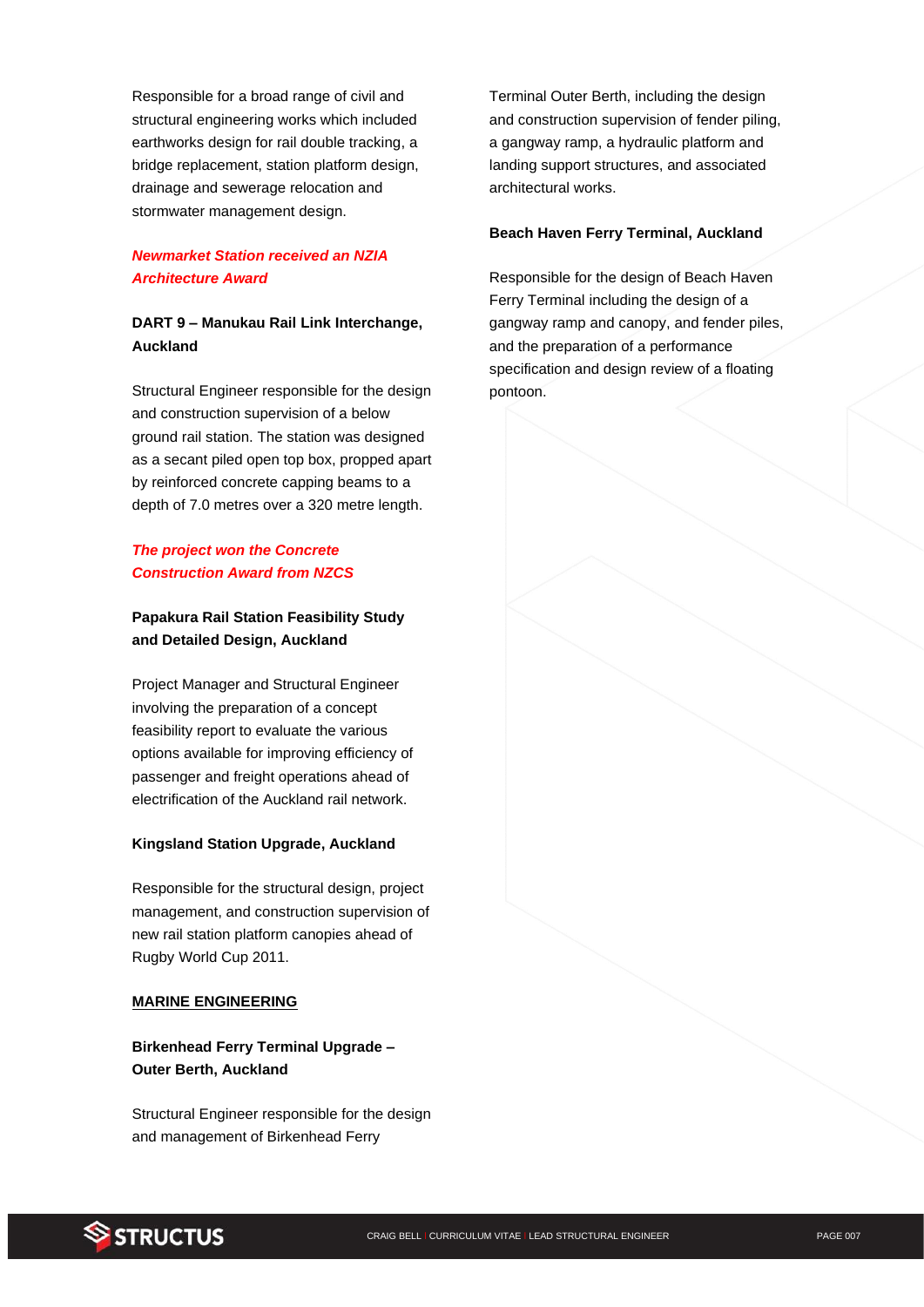Responsible for a broad range of civil and structural engineering works which included earthworks design for rail double tracking, a bridge replacement, station platform design, drainage and sewerage relocation and stormwater management design.

***Newmarket Station received an NZIA Architecture Award***

**DART 9 – Manukau Rail Link Interchange, Auckland**

Structural Engineer responsible for the design and construction supervision of a below ground rail station. The station was designed as a secant piled open top box, propped apart by reinforced concrete capping beams to a depth of 7.0 metres over a 320 metre length.

***The project won the Concrete Construction Award from NZCS***

**Papakura Rail Station Feasibility Study and Detailed Design, Auckland**

Project Manager and Structural Engineer involving the preparation of a concept feasibility report to evaluate the various options available for improving efficiency of passenger and freight operations ahead of electrification of the Auckland rail network.

**Kingsland Station Upgrade, Auckland**

Responsible for the structural design, project management, and construction supervision of new rail station platform canopies ahead of Rugby World Cup 2011.

## MARINE ENGINEERING

**Birkenhead Ferry Terminal Upgrade – Outer Berth, Auckland**

Structural Engineer responsible for the design and management of Birkenhead Ferry Terminal Outer Berth, including the design and construction supervision of fender piling, a gangway ramp, a hydraulic platform and landing support structures, and associated architectural works.

**Beach Haven Ferry Terminal, Auckland**

Responsible for the design of Beach Haven Ferry Terminal including the design of a gangway ramp and canopy, and fender piles, and the preparation of a performance specification and design review of a floating pontoon.